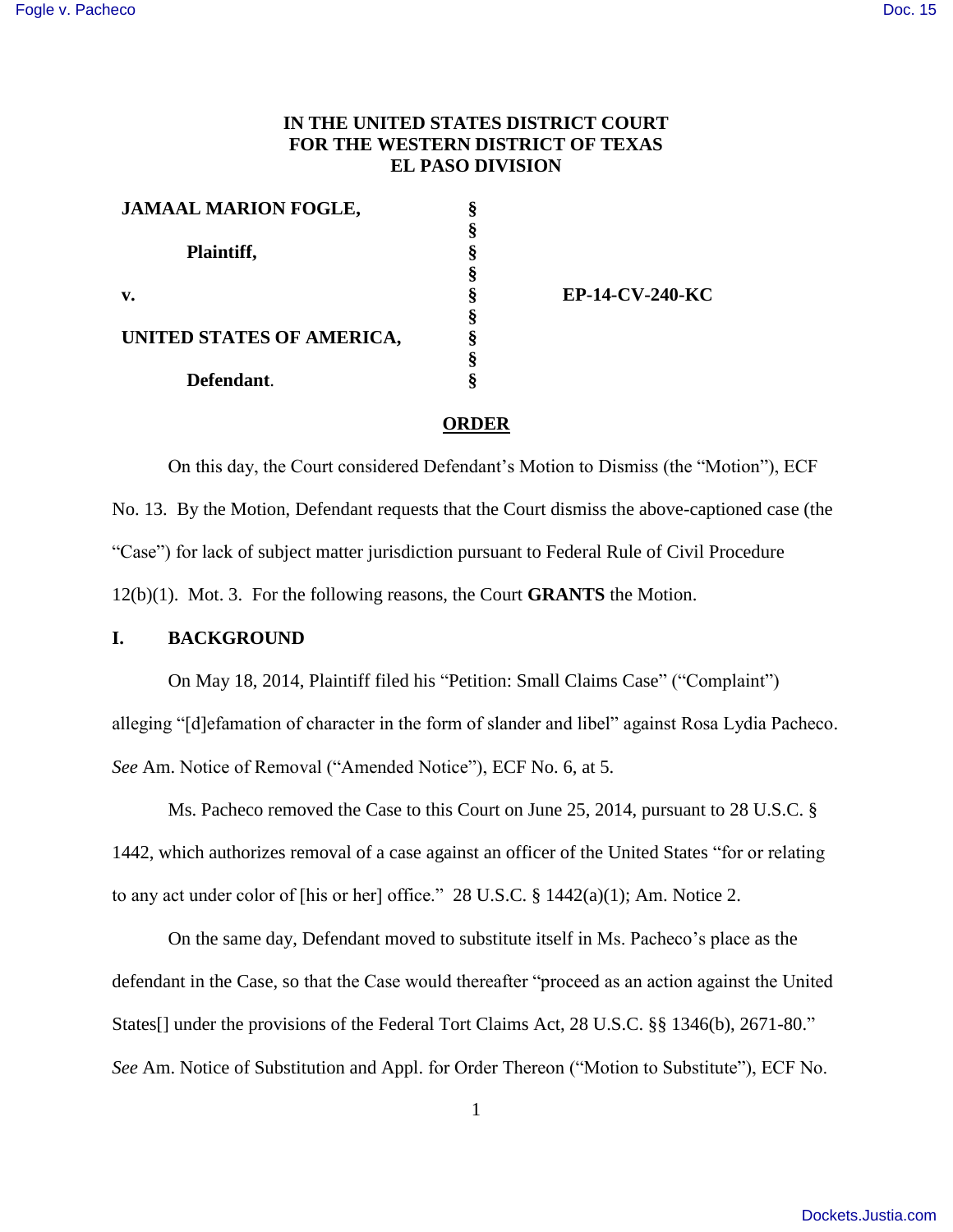**IN THE UNITED STATES DISTRICT COURT**
**FOR THE WESTERN DISTRICT OF TEXAS**
**EL PASO DIVISION**

| | | |
|---|---|---|
| **JAMAAL MARION FOGLE,** | § | |
| | § | |
| **Plaintiff,** | § | |
| | § | |
| **v.** | § | **EP-14-CV-240-KC** |
| | § | |
| **UNITED STATES OF AMERICA,** | § | |
| | § | |
| **Defendant.** | § | |

**ORDER**

On this day, the Court considered Defendant's Motion to Dismiss (the "Motion"), ECF No. 13. By the Motion, Defendant requests that the Court dismiss the above-captioned case (the "Case") for lack of subject matter jurisdiction pursuant to Federal Rule of Civil Procedure 12(b)(1). Mot. 3. For the following reasons, the Court **GRANTS** the Motion.

## I. BACKGROUND

On May 18, 2014, Plaintiff filed his "Petition: Small Claims Case" ("Complaint") alleging "[d]efamation of character in the form of slander and libel" against Rosa Lydia Pacheco. *See* Am. Notice of Removal ("Amended Notice"), ECF No. 6, at 5.

Ms. Pacheco removed the Case to this Court on June 25, 2014, pursuant to 28 U.S.C. § 1442, which authorizes removal of a case against an officer of the United States "for or relating to any act under color of [his or her] office." 28 U.S.C. § 1442(a)(1); Am. Notice 2.

On the same day, Defendant moved to substitute itself in Ms. Pacheco's place as the defendant in the Case, so that the Case would thereafter "proceed as an action against the United States[] under the provisions of the Federal Tort Claims Act, 28 U.S.C. §§ 1346(b), 2671-80." *See* Am. Notice of Substitution and Appl. for Order Thereon ("Motion to Substitute"), ECF No.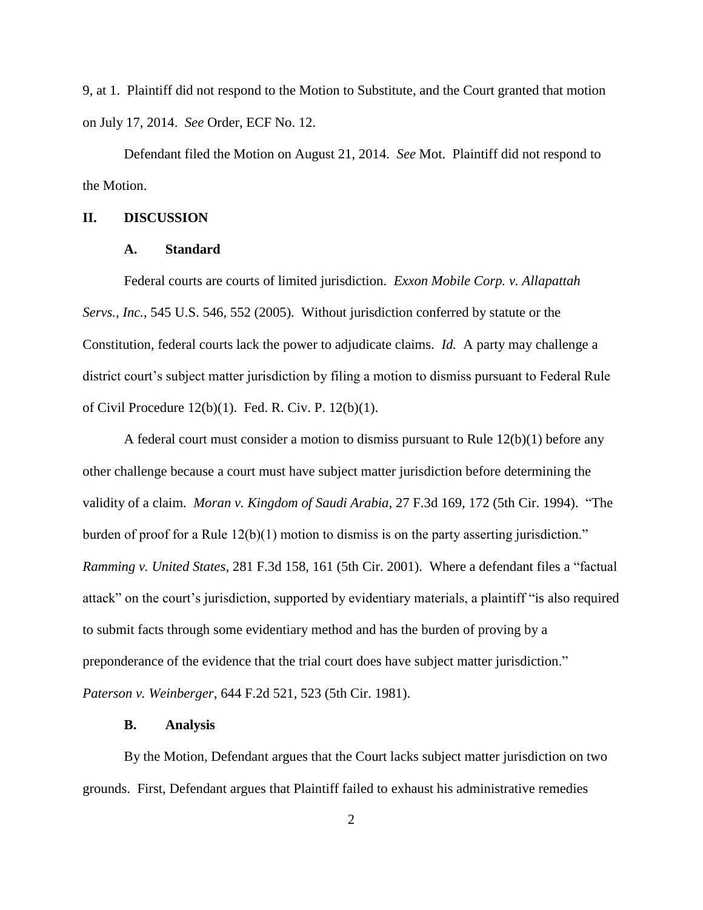9, at 1. Plaintiff did not respond to the Motion to Substitute, and the Court granted that motion on July 17, 2014. *See* Order, ECF No. 12.

Defendant filed the Motion on August 21, 2014. *See* Mot. Plaintiff did not respond to the Motion.

## II. DISCUSSION

### A. Standard

Federal courts are courts of limited jurisdiction. *Exxon Mobile Corp. v. Allapattah Servs., Inc.*, 545 U.S. 546, 552 (2005). Without jurisdiction conferred by statute or the Constitution, federal courts lack the power to adjudicate claims. *Id.* A party may challenge a district court's subject matter jurisdiction by filing a motion to dismiss pursuant to Federal Rule of Civil Procedure 12(b)(1). Fed. R. Civ. P. 12(b)(1).

A federal court must consider a motion to dismiss pursuant to Rule 12(b)(1) before any other challenge because a court must have subject matter jurisdiction before determining the validity of a claim. *Moran v. Kingdom of Saudi Arabia*, 27 F.3d 169, 172 (5th Cir. 1994). "The burden of proof for a Rule 12(b)(1) motion to dismiss is on the party asserting jurisdiction." *Ramming v. United States*, 281 F.3d 158, 161 (5th Cir. 2001). Where a defendant files a "factual attack" on the court's jurisdiction, supported by evidentiary materials, a plaintiff "is also required to submit facts through some evidentiary method and has the burden of proving by a preponderance of the evidence that the trial court does have subject matter jurisdiction." *Paterson v. Weinberger*, 644 F.2d 521, 523 (5th Cir. 1981).

### B. Analysis

By the Motion, Defendant argues that the Court lacks subject matter jurisdiction on two grounds. First, Defendant argues that Plaintiff failed to exhaust his administrative remedies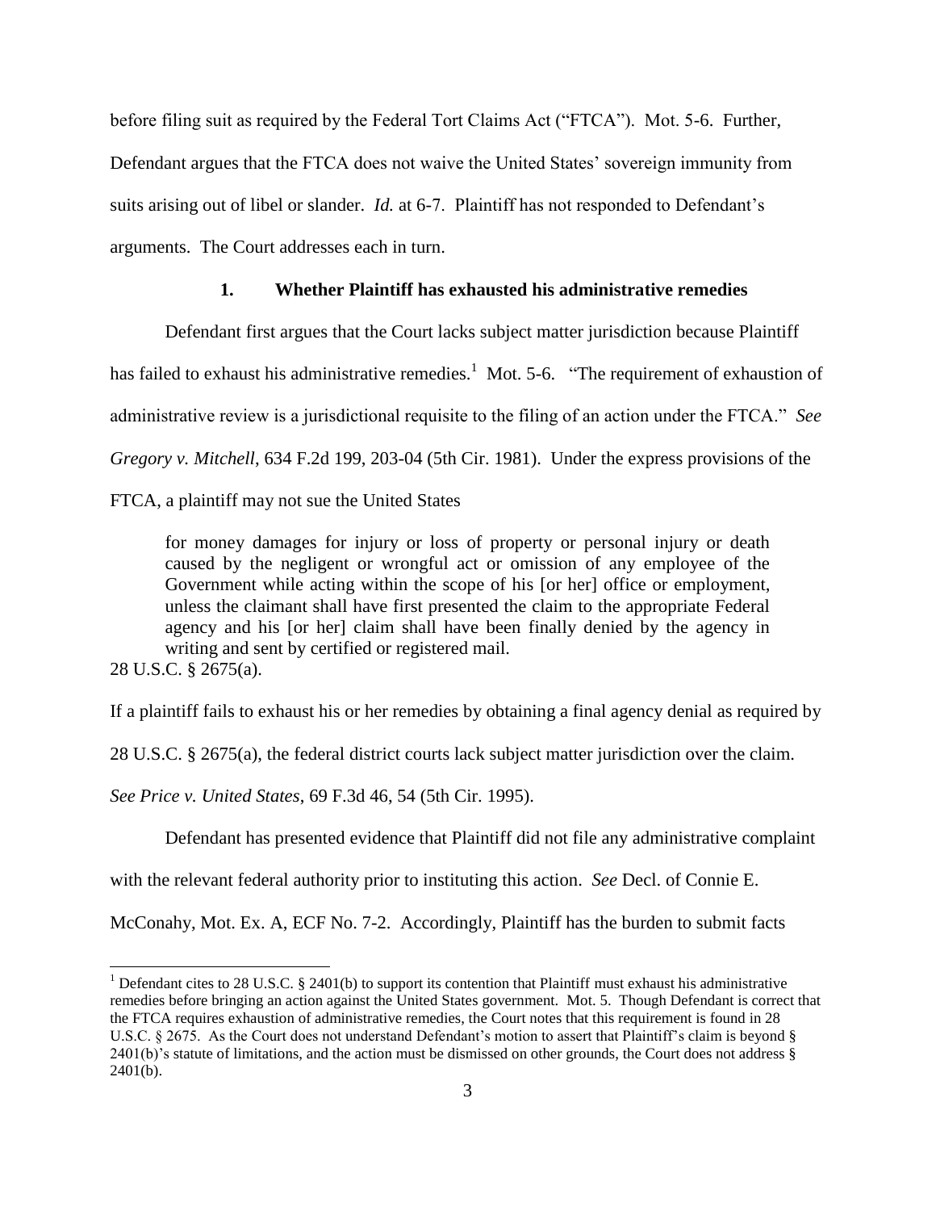before filing suit as required by the Federal Tort Claims Act ("FTCA"). Mot. 5-6. Further, Defendant argues that the FTCA does not waive the United States' sovereign immunity from suits arising out of libel or slander. *Id.* at 6-7. Plaintiff has not responded to Defendant's arguments. The Court addresses each in turn.

### 1. Whether Plaintiff has exhausted his administrative remedies

Defendant first argues that the Court lacks subject matter jurisdiction because Plaintiff has failed to exhaust his administrative remedies.[1] Mot. 5-6. "The requirement of exhaustion of administrative review is a jurisdictional requisite to the filing of an action under the FTCA." *See Gregory v. Mitchell*, 634 F.2d 199, 203-04 (5th Cir. 1981). Under the express provisions of the FTCA, a plaintiff may not sue the United States

> for money damages for injury or loss of property or personal injury or death caused by the negligent or wrongful act or omission of any employee of the Government while acting within the scope of his [or her] office or employment, unless the claimant shall have first presented the claim to the appropriate Federal agency and his [or her] claim shall have been finally denied by the agency in writing and sent by certified or registered mail.

28 U.S.C. § 2675(a).

If a plaintiff fails to exhaust his or her remedies by obtaining a final agency denial as required by 28 U.S.C. § 2675(a), the federal district courts lack subject matter jurisdiction over the claim. *See Price v. United States*, 69 F.3d 46, 54 (5th Cir. 1995).

Defendant has presented evidence that Plaintiff did not file any administrative complaint with the relevant federal authority prior to instituting this action. *See* Decl. of Connie E. McConahy, Mot. Ex. A, ECF No. 7-2. Accordingly, Plaintiff has the burden to submit facts

---

[1] Defendant cites to 28 U.S.C. § 2401(b) to support its contention that Plaintiff must exhaust his administrative remedies before bringing an action against the United States government. Mot. 5. Though Defendant is correct that the FTCA requires exhaustion of administrative remedies, the Court notes that this requirement is found in 28 U.S.C. § 2675. As the Court does not understand Defendant's motion to assert that Plaintiff's claim is beyond § 2401(b)'s statute of limitations, and the action must be dismissed on other grounds, the Court does not address § 2401(b).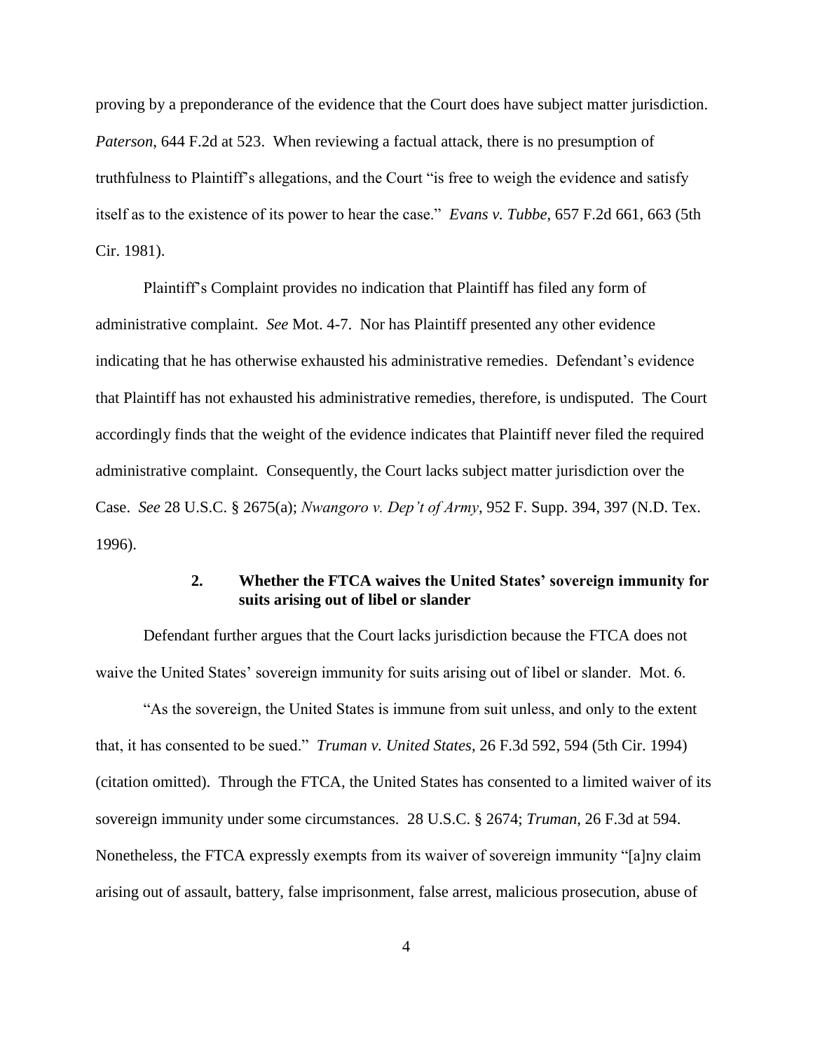proving by a preponderance of the evidence that the Court does have subject matter jurisdiction. *Paterson*, 644 F.2d at 523. When reviewing a factual attack, there is no presumption of truthfulness to Plaintiff's allegations, and the Court "is free to weigh the evidence and satisfy itself as to the existence of its power to hear the case." *Evans v. Tubbe*, 657 F.2d 661, 663 (5th Cir. 1981).

Plaintiff's Complaint provides no indication that Plaintiff has filed any form of administrative complaint. *See* Mot. 4-7. Nor has Plaintiff presented any other evidence indicating that he has otherwise exhausted his administrative remedies. Defendant's evidence that Plaintiff has not exhausted his administrative remedies, therefore, is undisputed. The Court accordingly finds that the weight of the evidence indicates that Plaintiff never filed the required administrative complaint. Consequently, the Court lacks subject matter jurisdiction over the Case. *See* 28 U.S.C. § 2675(a); *Nwangoro v. Dep't of Army*, 952 F. Supp. 394, 397 (N.D. Tex. 1996).

### 2. Whether the FTCA waives the United States' sovereign immunity for suits arising out of libel or slander

Defendant further argues that the Court lacks jurisdiction because the FTCA does not waive the United States' sovereign immunity for suits arising out of libel or slander. Mot. 6.

"As the sovereign, the United States is immune from suit unless, and only to the extent that, it has consented to be sued." *Truman v. United States*, 26 F.3d 592, 594 (5th Cir. 1994) (citation omitted). Through the FTCA, the United States has consented to a limited waiver of its sovereign immunity under some circumstances. 28 U.S.C. § 2674; *Truman*, 26 F.3d at 594. Nonetheless, the FTCA expressly exempts from its waiver of sovereign immunity "[a]ny claim arising out of assault, battery, false imprisonment, false arrest, malicious prosecution, abuse of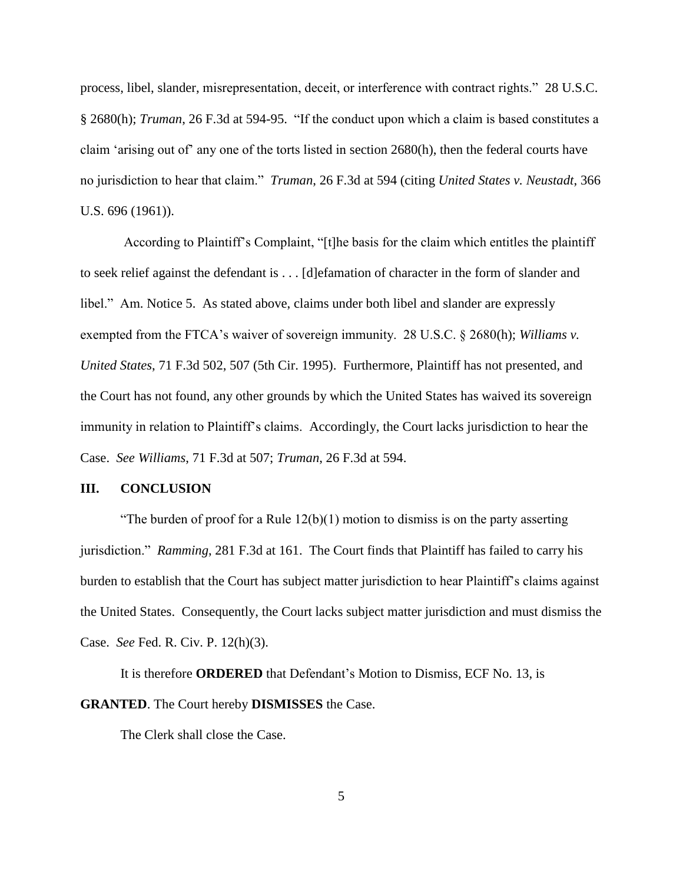process, libel, slander, misrepresentation, deceit, or interference with contract rights." 28 U.S.C. § 2680(h); *Truman*, 26 F.3d at 594-95. "If the conduct upon which a claim is based constitutes a claim 'arising out of' any one of the torts listed in section 2680(h), then the federal courts have no jurisdiction to hear that claim." *Truman*, 26 F.3d at 594 (citing *United States v. Neustadt*, 366 U.S. 696 (1961)).

According to Plaintiff's Complaint, "[t]he basis for the claim which entitles the plaintiff to seek relief against the defendant is . . . [d]efamation of character in the form of slander and libel." Am. Notice 5. As stated above, claims under both libel and slander are expressly exempted from the FTCA's waiver of sovereign immunity. 28 U.S.C. § 2680(h); *Williams v. United States*, 71 F.3d 502, 507 (5th Cir. 1995). Furthermore, Plaintiff has not presented, and the Court has not found, any other grounds by which the United States has waived its sovereign immunity in relation to Plaintiff's claims. Accordingly, the Court lacks jurisdiction to hear the Case. *See Williams*, 71 F.3d at 507; *Truman*, 26 F.3d at 594.

## III. CONCLUSION

"The burden of proof for a Rule 12(b)(1) motion to dismiss is on the party asserting jurisdiction." *Ramming*, 281 F.3d at 161. The Court finds that Plaintiff has failed to carry his burden to establish that the Court has subject matter jurisdiction to hear Plaintiff's claims against the United States. Consequently, the Court lacks subject matter jurisdiction and must dismiss the Case. *See* Fed. R. Civ. P. 12(h)(3).

It is therefore **ORDERED** that Defendant's Motion to Dismiss, ECF No. 13, is **GRANTED**. The Court hereby **DISMISSES** the Case.

The Clerk shall close the Case.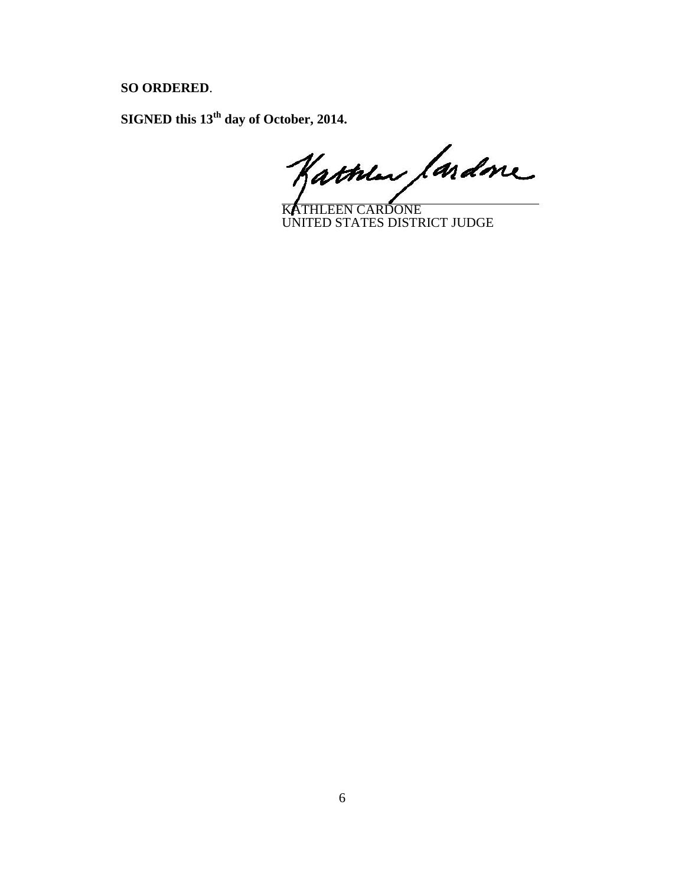**SO ORDERED**.

**SIGNED this 13th day of October, 2014.**

KATHLEEN CARDONE
UNITED STATES DISTRICT JUDGE